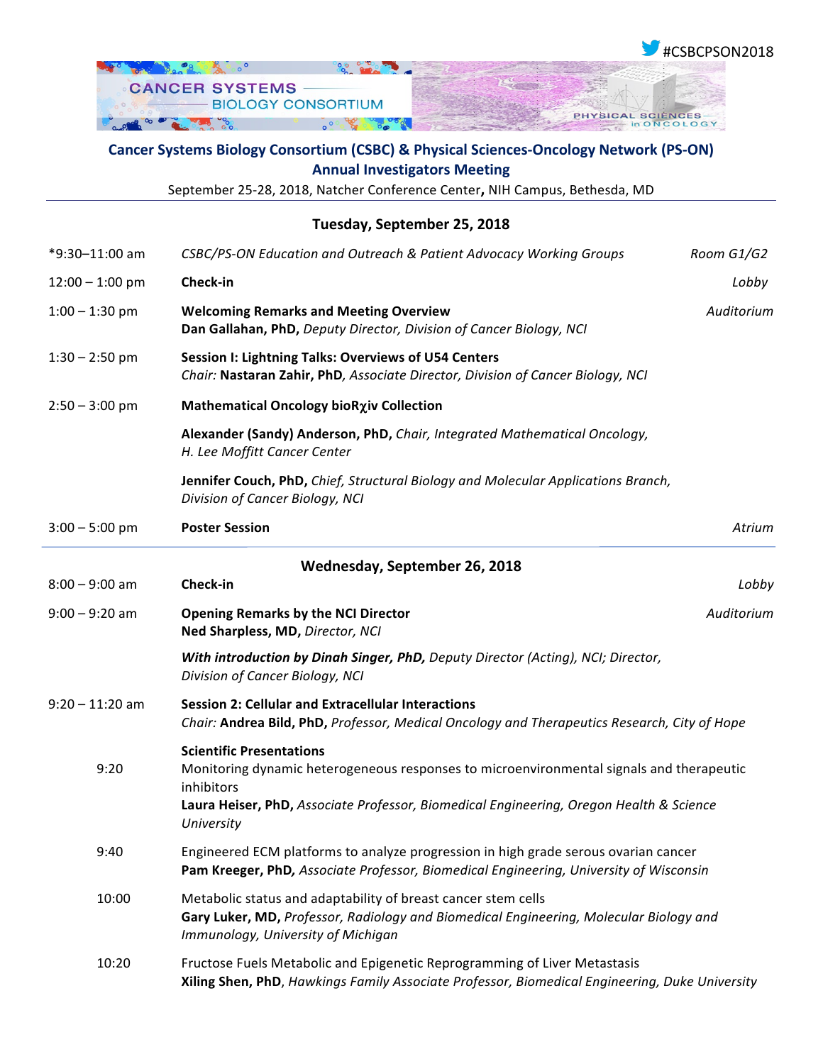#CSBCPSON2018

## Cancer Systems Biology Consortium (CSBC) & Physical Sciences-Oncology Network (PS-ON) Annual Investigators Meeting

September 25-28, 2018, Natcher Conference Center**,** NIH Campus, Bethesda, MD

---

### Tuesday, September 25, 2018

| Time | Event | Location |
|---|---|---|
| *9:30–11:00 am | *CSBC/PS-ON Education and Outreach & Patient Advocacy Working Groups* | *Room G1/G2* |
| 12:00 – 1:00 pm | **Check-in** | *Lobby* |
| 1:00 – 1:30 pm | **Welcoming Remarks and Meeting Overview**<br>**Dan Gallahan, PhD,** *Deputy Director, Division of Cancer Biology, NCI* | *Auditorium* |
| 1:30 – 2:50 pm | **Session I: Lightning Talks: Overviews of U54 Centers**<br>*Chair:* **Nastaran Zahir, PhD***, Associate Director, Division of Cancer Biology, NCI* | |
| 2:50 – 3:00 pm | **Mathematical Oncology bioRχiv Collection**<br><br>**Alexander (Sandy) Anderson, PhD,** *Chair, Integrated Mathematical Oncology, H. Lee Moffitt Cancer Center*<br><br>**Jennifer Couch, PhD,** *Chief, Structural Biology and Molecular Applications Branch, Division of Cancer Biology, NCI* | |
| 3:00 – 5:00 pm | **Poster Session** | *Atrium* |

---

### Wednesday, September 26, 2018

| Time | Event | Location |
|---|---|---|
| 8:00 – 9:00 am | **Check-in** | *Lobby* |
| 9:00 – 9:20 am | **Opening Remarks by the NCI Director**<br>**Ned Sharpless, MD,** *Director, NCI*<br><br>***With introduction by Dinah Singer, PhD,*** *Deputy Director (Acting), NCI; Director, Division of Cancer Biology, NCI* | *Auditorium* |
| 9:20 – 11:20 am | **Session 2: Cellular and Extracellular Interactions**<br>*Chair:* **Andrea Bild, PhD,** *Professor, Medical Oncology and Therapeutics Research, City of Hope* | |
| | **Scientific Presentations** | |
| 9:20 | Monitoring dynamic heterogeneous responses to microenvironmental signals and therapeutic inhibitors<br>**Laura Heiser, PhD,** *Associate Professor, Biomedical Engineering, Oregon Health & Science University* | |
| 9:40 | Engineered ECM platforms to analyze progression in high grade serous ovarian cancer<br>**Pam Kreeger, PhD,** *Associate Professor, Biomedical Engineering, University of Wisconsin* | |
| 10:00 | Metabolic status and adaptability of breast cancer stem cells<br>**Gary Luker, MD,** *Professor, Radiology and Biomedical Engineering, Molecular Biology and Immunology, University of Michigan* | |
| 10:20 | Fructose Fuels Metabolic and Epigenetic Reprogramming of Liver Metastasis<br>**Xiling Shen, PhD**, *Hawkings Family Associate Professor, Biomedical Engineering, Duke University* | |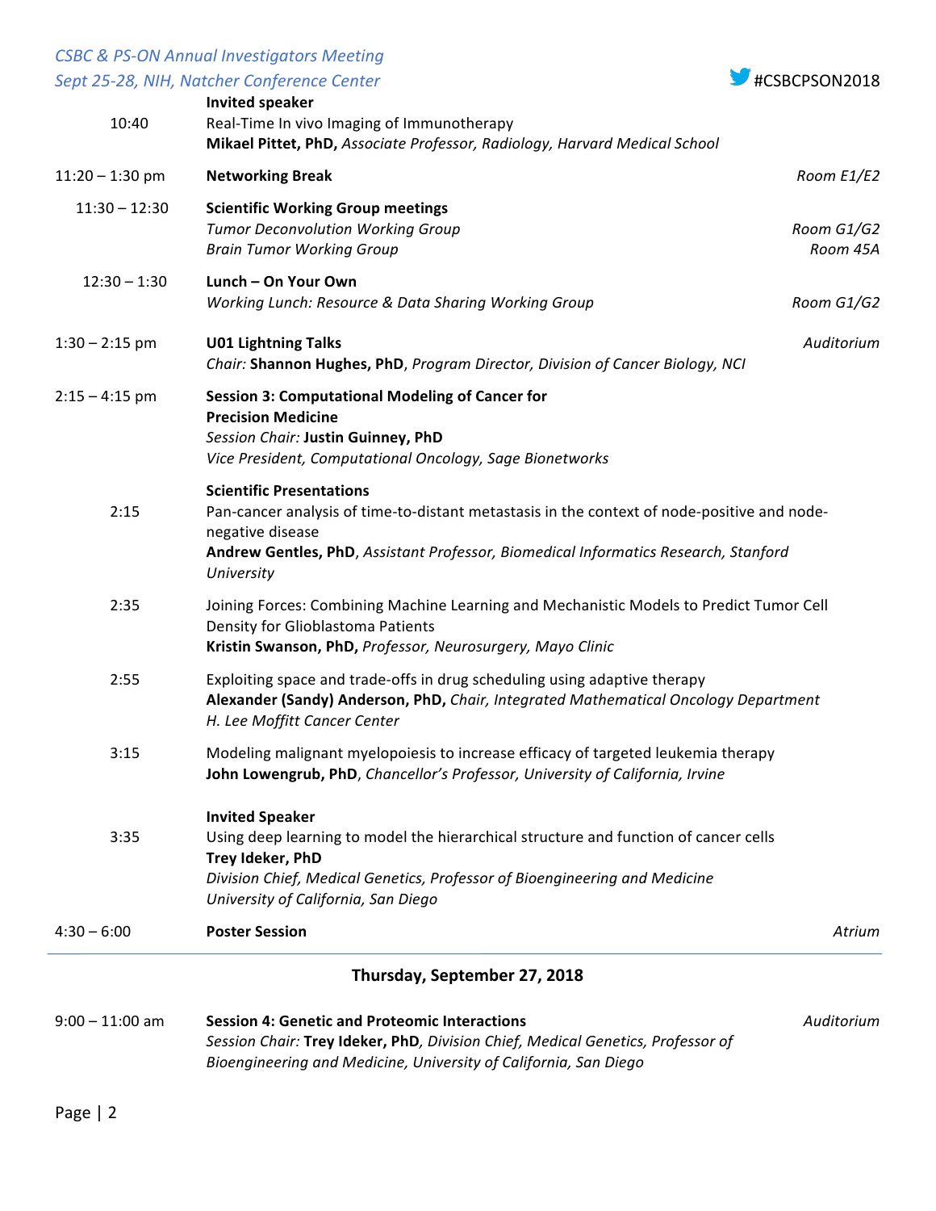| Time | Event | Location |
|---|---|---|
| 10:40 | **Invited speaker**<br>Real-Time In vivo Imaging of Immunotherapy<br>**Mikael Pittet, PhD,** *Associate Professor, Radiology, Harvard Medical School* | |
| 11:20 – 1:30 pm | **Networking Break** | *Room E1/E2* |
| 11:30 – 12:30 | **Scientific Working Group meetings**<br>*Tumor Deconvolution Working Group*<br>*Brain Tumor Working Group* | *Room G1/G2*<br>*Room 45A* |
| 12:30 – 1:30 | **Lunch – On Your Own**<br>*Working Lunch: Resource & Data Sharing Working Group* | *Room G1/G2* |
| 1:30 – 2:15 pm | **U01 Lightning Talks**<br>*Chair:* **Shannon Hughes, PhD**, *Program Director, Division of Cancer Biology, NCI* | *Auditorium* |
| 2:15 – 4:15 pm | **Session 3: Computational Modeling of Cancer for Precision Medicine**<br>*Session Chair:* **Justin Guinney, PhD**<br>*Vice President, Computational Oncology, Sage Bionetworks* | |
| | **Scientific Presentations** | |
| 2:15 | Pan-cancer analysis of time-to-distant metastasis in the context of node-positive and node-negative disease<br>**Andrew Gentles, PhD**, *Assistant Professor, Biomedical Informatics Research, Stanford University* | |
| 2:35 | Joining Forces: Combining Machine Learning and Mechanistic Models to Predict Tumor Cell Density for Glioblastoma Patients<br>**Kristin Swanson, PhD,** *Professor, Neurosurgery, Mayo Clinic* | |
| 2:55 | Exploiting space and trade-offs in drug scheduling using adaptive therapy<br>**Alexander (Sandy) Anderson, PhD,** *Chair, Integrated Mathematical Oncology Department H. Lee Moffitt Cancer Center* | |
| 3:15 | Modeling malignant myelopoiesis to increase efficacy of targeted leukemia therapy<br>**John Lowengrub, PhD**, *Chancellor's Professor, University of California, Irvine* | |
| 3:35 | **Invited Speaker**<br>Using deep learning to model the hierarchical structure and function of cancer cells<br>**Trey Ideker, PhD**<br>*Division Chief, Medical Genetics, Professor of Bioengineering and Medicine University of California, San Diego* | |
| 4:30 – 6:00 | **Poster Session** | *Atrium* |

## Thursday, September 27, 2018

| Time | Event | Location |
|---|---|---|
| 9:00 – 11:00 am | **Session 4: Genetic and Proteomic Interactions**<br>*Session Chair:* **Trey Ideker, PhD***, Division Chief, Medical Genetics, Professor of Bioengineering and Medicine, University of California, San Diego* | *Auditorium* |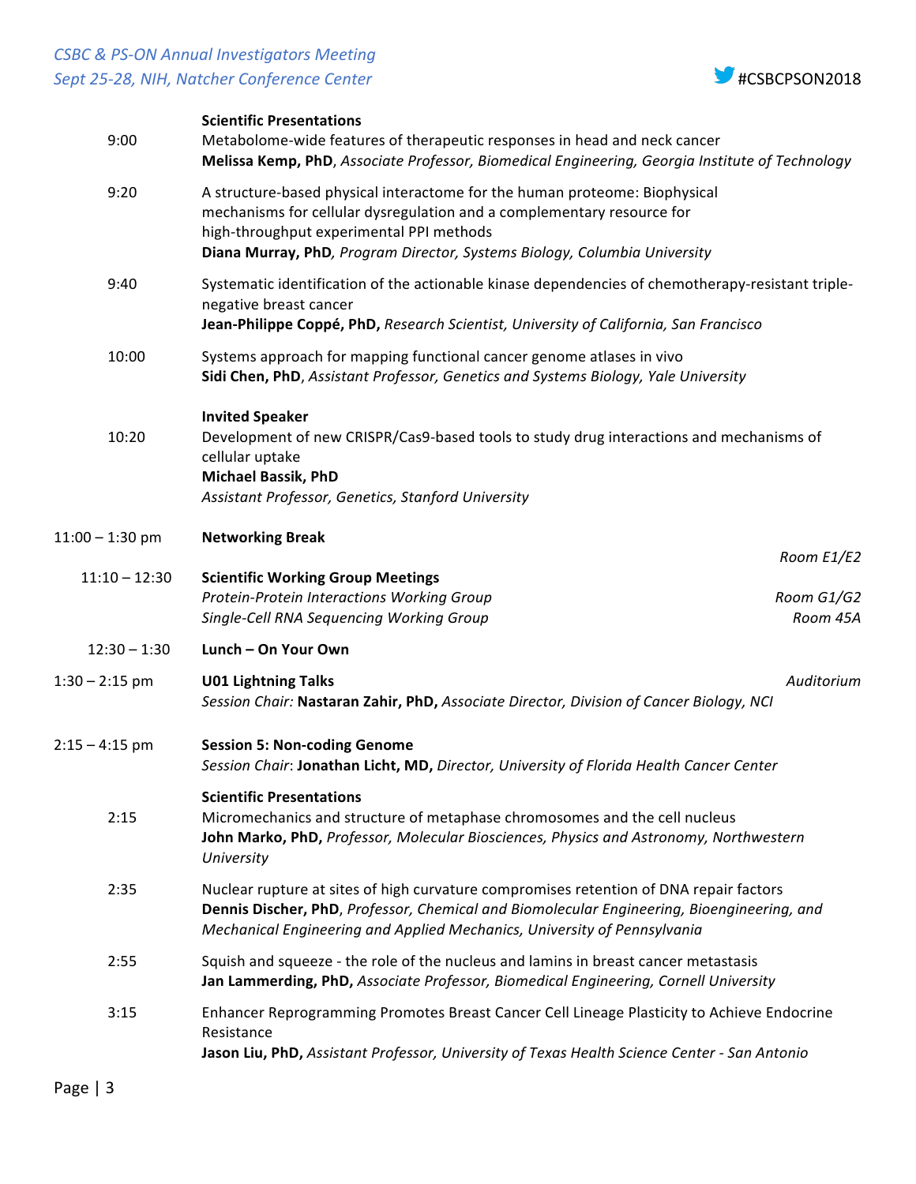**Scientific Presentations**

9:00 — Metabolome-wide features of therapeutic responses in head and neck cancer
**Melissa Kemp, PhD**, *Associate Professor, Biomedical Engineering, Georgia Institute of Technology*

9:20 — A structure-based physical interactome for the human proteome: Biophysical mechanisms for cellular dysregulation and a complementary resource for high-throughput experimental PPI methods
**Diana Murray, PhD***, Program Director, Systems Biology, Columbia University*

9:40 — Systematic identification of the actionable kinase dependencies of chemotherapy-resistant triple-negative breast cancer
**Jean-Philippe Coppé, PhD,** *Research Scientist, University of California, San Francisco*

10:00 — Systems approach for mapping functional cancer genome atlases in vivo
**Sidi Chen, PhD**, *Assistant Professor, Genetics and Systems Biology, Yale University*

**Invited Speaker**

10:20 — Development of new CRISPR/Cas9-based tools to study drug interactions and mechanisms of cellular uptake
**Michael Bassik, PhD**
*Assistant Professor, Genetics, Stanford University*

11:00 – 1:30 pm — **Networking Break** — *Room E1/E2*

11:10 – 12:30 — **Scientific Working Group Meetings**
*Protein-Protein Interactions Working Group* — *Room G1/G2*
*Single-Cell RNA Sequencing Working Group* — *Room 45A*

12:30 – 1:30 — **Lunch – On Your Own**

1:30 – 2:15 pm — **U01 Lightning Talks** — *Auditorium*
*Session Chair:* **Nastaran Zahir, PhD,** *Associate Director, Division of Cancer Biology, NCI*

2:15 – 4:15 pm — **Session 5: Non-coding Genome**
*Session Chair*: **Jonathan Licht, MD,** *Director, University of Florida Health Cancer Center*

**Scientific Presentations**

2:15 — Micromechanics and structure of metaphase chromosomes and the cell nucleus
**John Marko, PhD,** *Professor, Molecular Biosciences, Physics and Astronomy, Northwestern University*

2:35 — Nuclear rupture at sites of high curvature compromises retention of DNA repair factors
**Dennis Discher, PhD**, *Professor, Chemical and Biomolecular Engineering, Bioengineering, and Mechanical Engineering and Applied Mechanics, University of Pennsylvania*

2:55 — Squish and squeeze - the role of the nucleus and lamins in breast cancer metastasis
**Jan Lammerding, PhD,** *Associate Professor, Biomedical Engineering, Cornell University*

3:15 — Enhancer Reprogramming Promotes Breast Cancer Cell Lineage Plasticity to Achieve Endocrine Resistance
**Jason Liu, PhD,** *Assistant Professor, University of Texas Health Science Center - San Antonio*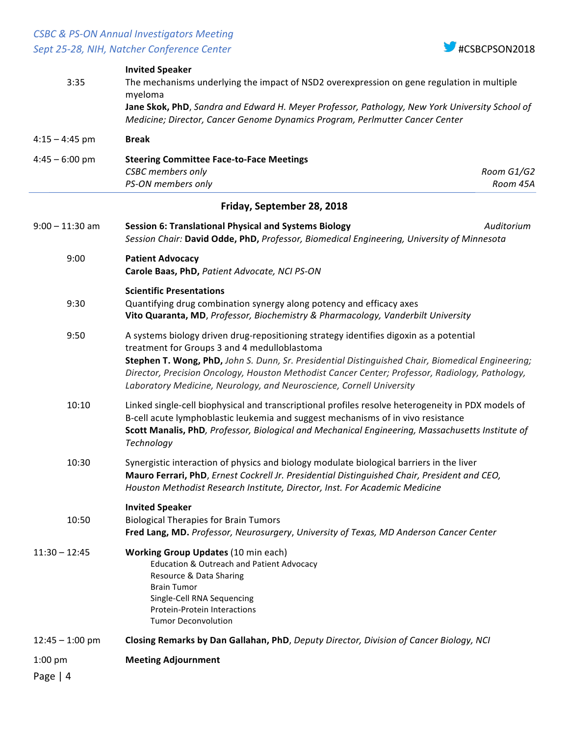| | |
|---|---|
| 3:35 | **Invited Speaker**<br>The mechanisms underlying the impact of NSD2 overexpression on gene regulation in multiple myeloma<br>**Jane Skok, PhD**, *Sandra and Edward H. Meyer Professor, Pathology, New York University School of Medicine; Director, Cancer Genome Dynamics Program, Perlmutter Cancer Center* |
| 4:15 – 4:45 pm | **Break** |
| 4:45 – 6:00 pm | **Steering Committee Face-to-Face Meetings**<br>*CSBC members only* — *Room G1/G2*<br>*PS-ON members only* — *Room 45A* |

## Friday, September 28, 2018

| | |
|---|---|
| 9:00 – 11:30 am | **Session 6: Translational Physical and Systems Biology** — *Auditorium*<br>*Session Chair:* **David Odde, PhD,** *Professor, Biomedical Engineering, University of Minnesota* |
| 9:00 | **Patient Advocacy**<br>**Carole Baas, PhD,** *Patient Advocate, NCI PS-ON* |
| 9:30 | **Scientific Presentations**<br>Quantifying drug combination synergy along potency and efficacy axes<br>**Vito Quaranta, MD**, *Professor, Biochemistry & Pharmacology, Vanderbilt University* |
| 9:50 | A systems biology driven drug-repositioning strategy identifies digoxin as a potential treatment for Groups 3 and 4 medulloblastoma<br>**Stephen T. Wong, PhD,** *John S. Dunn, Sr. Presidential Distinguished Chair, Biomedical Engineering; Director, Precision Oncology, Houston Methodist Cancer Center; Professor, Radiology, Pathology, Laboratory Medicine, Neurology, and Neuroscience, Cornell University* |
| 10:10 | Linked single-cell biophysical and transcriptional profiles resolve heterogeneity in PDX models of B-cell acute lymphoblastic leukemia and suggest mechanisms of in vivo resistance<br>**Scott Manalis, PhD***, Professor, Biological and Mechanical Engineering, Massachusetts Institute of Technology* |
| 10:30 | Synergistic interaction of physics and biology modulate biological barriers in the liver<br>**Mauro Ferrari, PhD**, *Ernest Cockrell Jr. Presidential Distinguished Chair, President and CEO, Houston Methodist Research Institute, Director, Inst. For Academic Medicine* |
| 10:50 | **Invited Speaker**<br>Biological Therapies for Brain Tumors<br>**Fred Lang, MD.** *Professor, Neurosurgery*, *University of Texas, MD Anderson Cancer Center* |
| 11:30 – 12:45 | **Working Group Updates** (10 min each)<br>Education & Outreach and Patient Advocacy<br>Resource & Data Sharing<br>Brain Tumor<br>Single-Cell RNA Sequencing<br>Protein-Protein Interactions<br>Tumor Deconvolution |
| 12:45 – 1:00 pm | **Closing Remarks by Dan Gallahan, PhD**, *Deputy Director, Division of Cancer Biology, NCI* |
| 1:00 pm | **Meeting Adjournment** |